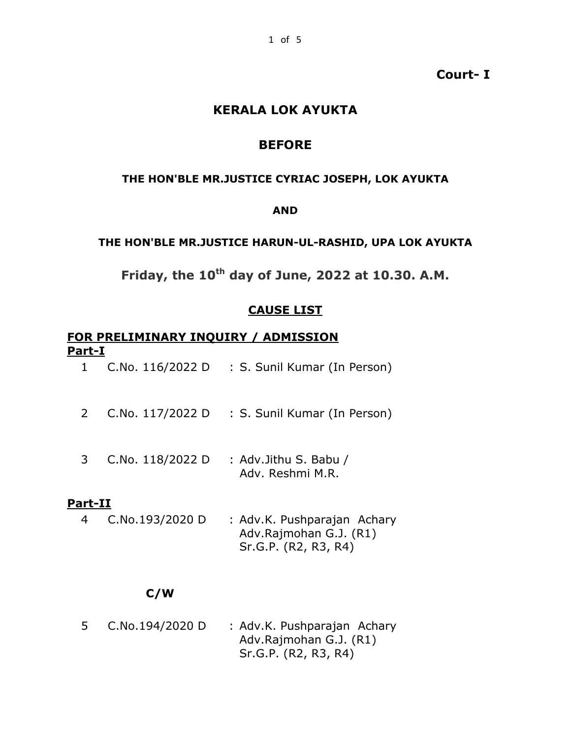**Court- I**

# KERALA LOK AYUKTA

## BEFORE

**THE HON'BLE MR.JUSTICE CYRIAC JOSEPH, LOK AYUKTA**

**AND**

**THE HON'BLE MR.JUSTICE HARUN-UL-RASHID, UPA LOK AYUKTA**

**Friday, the 10th day of June, 2022 at 10.30. A.M.**

## CAUSE LIST

### FOR PRELIMINARY INQUIRY / ADMISSION

**Part-I**

| | | |
|---|---|---|
| 1 | C.No. 116/2022 D | : S. Sunil Kumar (In Person) |
| 2 | C.No. 117/2022 D | : S. Sunil Kumar (In Person) |
| 3 | C.No. 118/2022 D | : Adv.Jithu S. Babu / Adv. Reshmi M.R. |

**Part-II**

| | | |
|---|---|---|
| 4 | C.No.193/2020 D | : Adv.K. Pushparajan Achary<br>Adv.Rajmohan G.J. (R1)<br>Sr.G.P. (R2, R3, R4) |

**C/W**

| | | |
|---|---|---|
| 5 | C.No.194/2020 D | : Adv.K. Pushparajan Achary<br>Adv.Rajmohan G.J. (R1)<br>Sr.G.P. (R2, R3, R4) |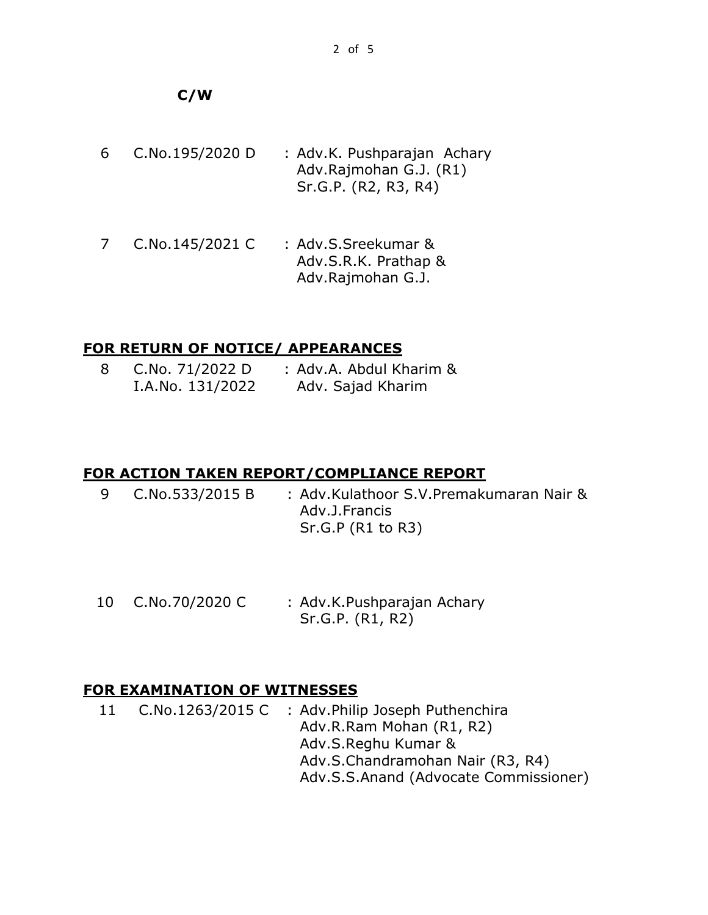**C/W**

| | | |
|---|---|---|
| 6 | C.No.195/2020 D | : Adv.K. Pushparajan Achary<br>Adv.Rajmohan G.J. (R1)<br>Sr.G.P. (R2, R3, R4) |
| 7 | C.No.145/2021 C | : Adv.S.Sreekumar &<br>Adv.S.R.K. Prathap &<br>Adv.Rajmohan G.J. |

## FOR RETURN OF NOTICE/ APPEARANCES

| | | |
|---|---|---|
| 8 | C.No. 71/2022 D<br>I.A.No. 131/2022 | : Adv.A. Abdul Kharim &<br>Adv. Sajad Kharim |

## FOR ACTION TAKEN REPORT/COMPLIANCE REPORT

| | | |
|---|---|---|
| 9 | C.No.533/2015 B | : Adv.Kulathoor S.V.Premakumaran Nair &<br>Adv.J.Francis<br>Sr.G.P (R1 to R3) |
| 10 | C.No.70/2020 C | : Adv.K.Pushparajan Achary<br>Sr.G.P. (R1, R2) |

## FOR EXAMINATION OF WITNESSES

| | | |
|---|---|---|
| 11 | C.No.1263/2015 C | : Adv.Philip Joseph Puthenchira<br>Adv.R.Ram Mohan (R1, R2)<br>Adv.S.Reghu Kumar &<br>Adv.S.Chandramohan Nair (R3, R4)<br>Adv.S.S.Anand (Advocate Commissioner) |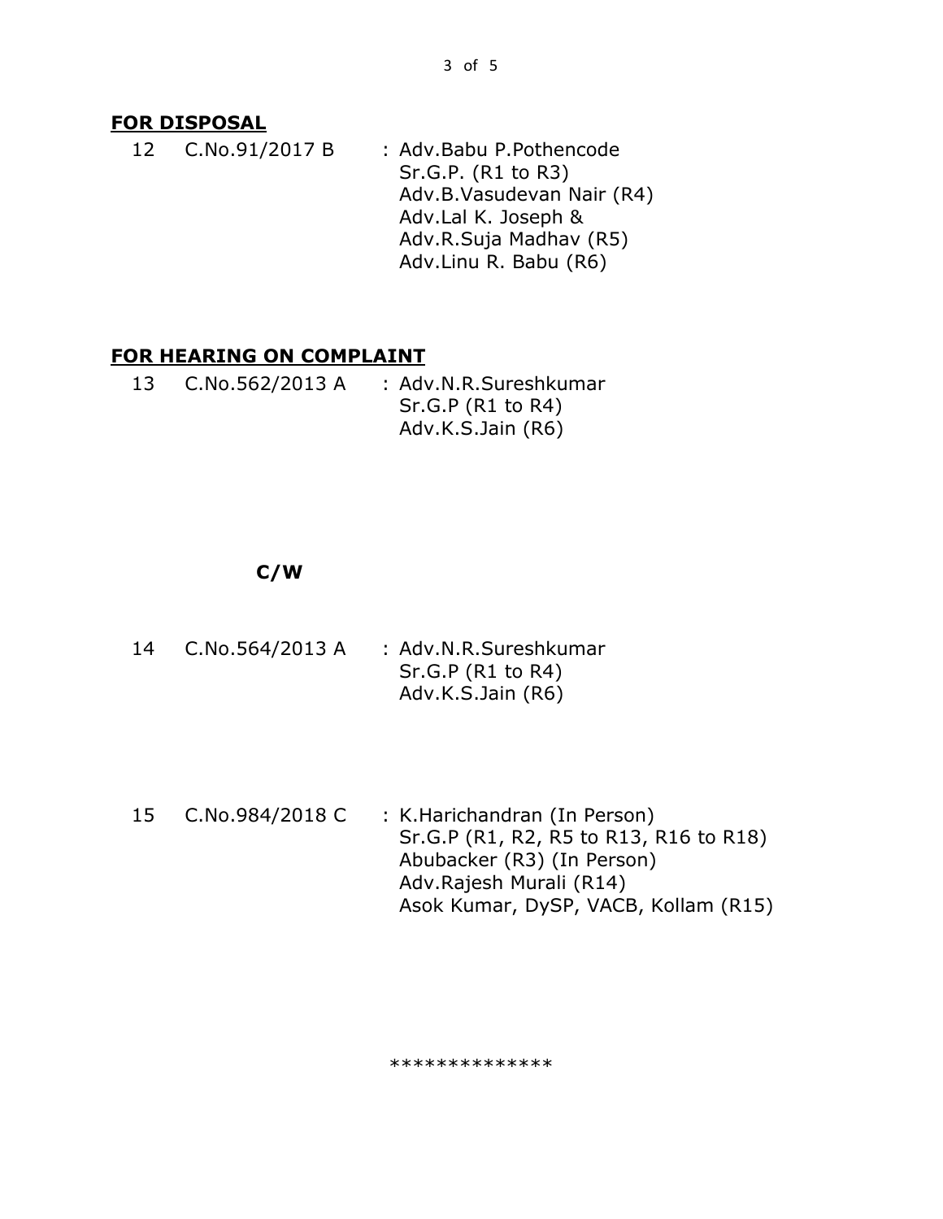## FOR DISPOSAL

| | | |
|---|---|---|
| 12 | C.No.91/2017 B | : Adv.Babu P.Pothencode<br>Sr.G.P. (R1 to R3)<br>Adv.B.Vasudevan Nair (R4)<br>Adv.Lal K. Joseph &<br>Adv.R.Suja Madhav (R5)<br>Adv.Linu R. Babu (R6) |

## FOR HEARING ON COMPLAINT

| | | |
|---|---|---|
| 13 | C.No.562/2013 A | : Adv.N.R.Sureshkumar<br>Sr.G.P (R1 to R4)<br>Adv.K.S.Jain (R6) |

**C/W**

| | | |
|---|---|---|
| 14 | C.No.564/2013 A | : Adv.N.R.Sureshkumar<br>Sr.G.P (R1 to R4)<br>Adv.K.S.Jain (R6) |
| 15 | C.No.984/2018 C | : K.Harichandran (In Person)<br>Sr.G.P (R1, R2, R5 to R13, R16 to R18)<br>Abubacker (R3) (In Person)<br>Adv.Rajesh Murali (R14)<br>Asok Kumar, DySP, VACB, Kollam (R15) |

**************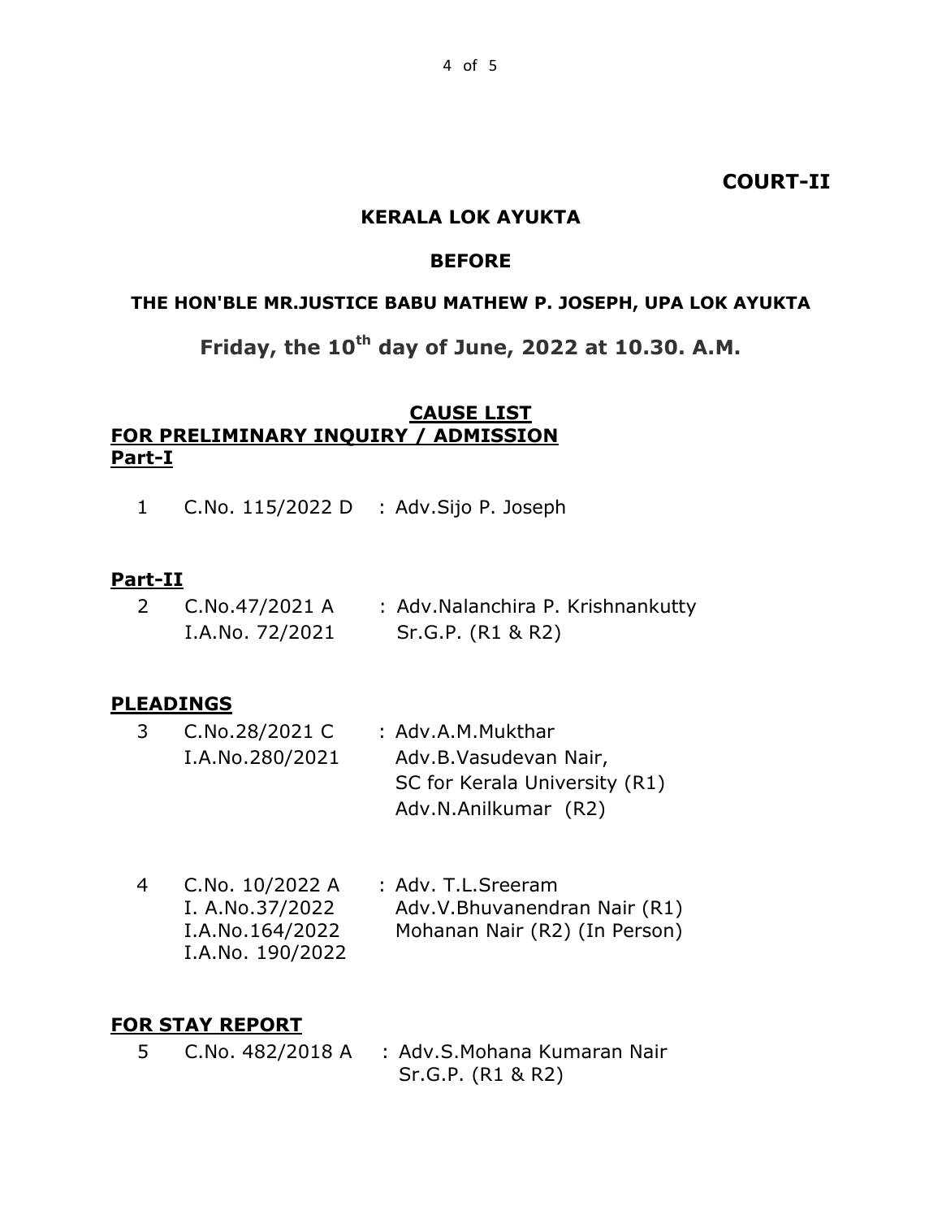**COURT-II**

**KERALA LOK AYUKTA**

**BEFORE**

**THE HON'BLE MR.JUSTICE BABU MATHEW P. JOSEPH, UPA LOK AYUKTA**

**Friday, the 10th day of June, 2022 at 10.30. A.M.**

**CAUSE LIST**

**FOR PRELIMINARY INQUIRY / ADMISSION**

**Part-I**

| | | |
|---|---|---|
| 1 | C.No. 115/2022 D | : Adv.Sijo P. Joseph |

**Part-II**

| | | |
|---|---|---|
| 2 | C.No.47/2021 A<br>I.A.No. 72/2021 | : Adv.Nalanchira P. Krishnankutty<br>Sr.G.P. (R1 & R2) |

**PLEADINGS**

| | | |
|---|---|---|
| 3 | C.No.28/2021 C<br>I.A.No.280/2021 | : Adv.A.M.Mukthar<br>Adv.B.Vasudevan Nair,<br>SC for Kerala University (R1)<br>Adv.N.Anilkumar (R2) |
| 4 | C.No. 10/2022 A<br>I. A.No.37/2022<br>I.A.No.164/2022<br>I.A.No. 190/2022 | : Adv. T.L.Sreeram<br>Adv.V.Bhuvanendran Nair (R1)<br>Mohanan Nair (R2) (In Person) |

**FOR STAY REPORT**

| | | |
|---|---|---|
| 5 | C.No. 482/2018 A | : Adv.S.Mohana Kumaran Nair<br>Sr.G.P. (R1 & R2) |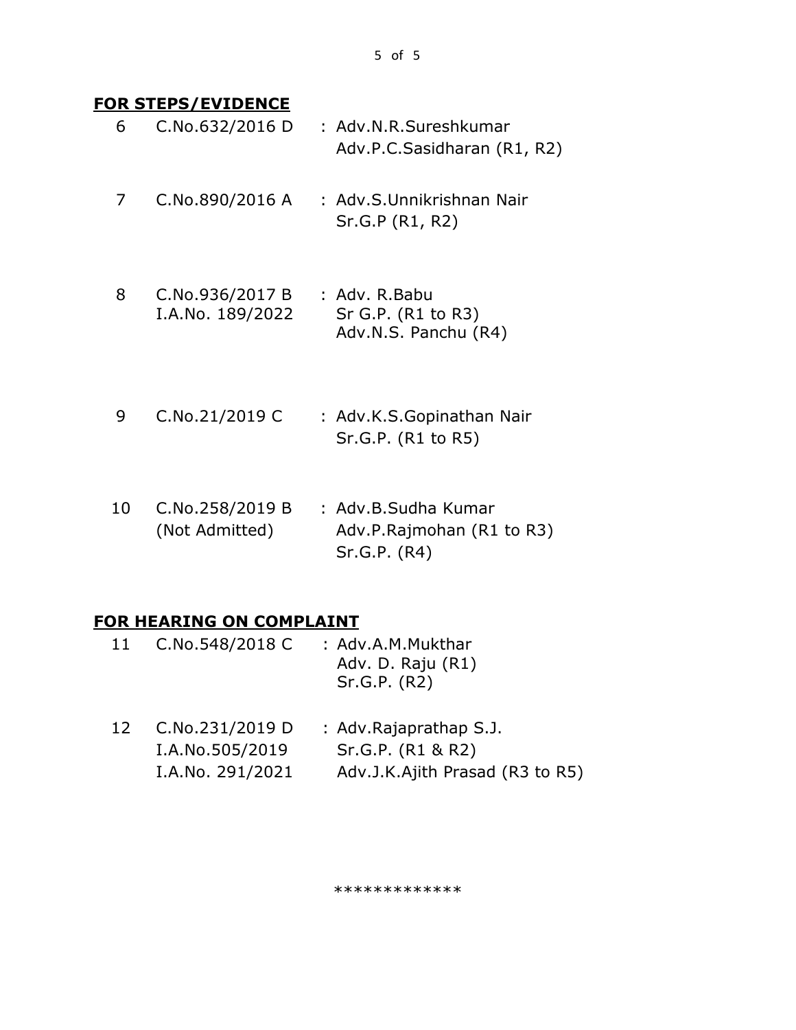## FOR STEPS/EVIDENCE

| | | |
|---|---|---|
| 6 | C.No.632/2016 D | : Adv.N.R.Sureshkumar<br>Adv.P.C.Sasidharan (R1, R2) |
| 7 | C.No.890/2016 A | : Adv.S.Unnikrishnan Nair<br>Sr.G.P (R1, R2) |
| 8 | C.No.936/2017 B<br>I.A.No. 189/2022 | : Adv. R.Babu<br>Sr G.P. (R1 to R3)<br>Adv.N.S. Panchu (R4) |
| 9 | C.No.21/2019 C | : Adv.K.S.Gopinathan Nair<br>Sr.G.P. (R1 to R5) |
| 10 | C.No.258/2019 B<br>(Not Admitted) | : Adv.B.Sudha Kumar<br>Adv.P.Rajmohan (R1 to R3)<br>Sr.G.P. (R4) |

## FOR HEARING ON COMPLAINT

| | | |
|---|---|---|
| 11 | C.No.548/2018 C | : Adv.A.M.Mukthar<br>Adv. D. Raju (R1)<br>Sr.G.P. (R2) |
| 12 | C.No.231/2019 D<br>I.A.No.505/2019<br>I.A.No. 291/2021 | : Adv.Rajaprathap S.J.<br>Sr.G.P. (R1 & R2)<br>Adv.J.K.Ajith Prasad (R3 to R5) |

*************